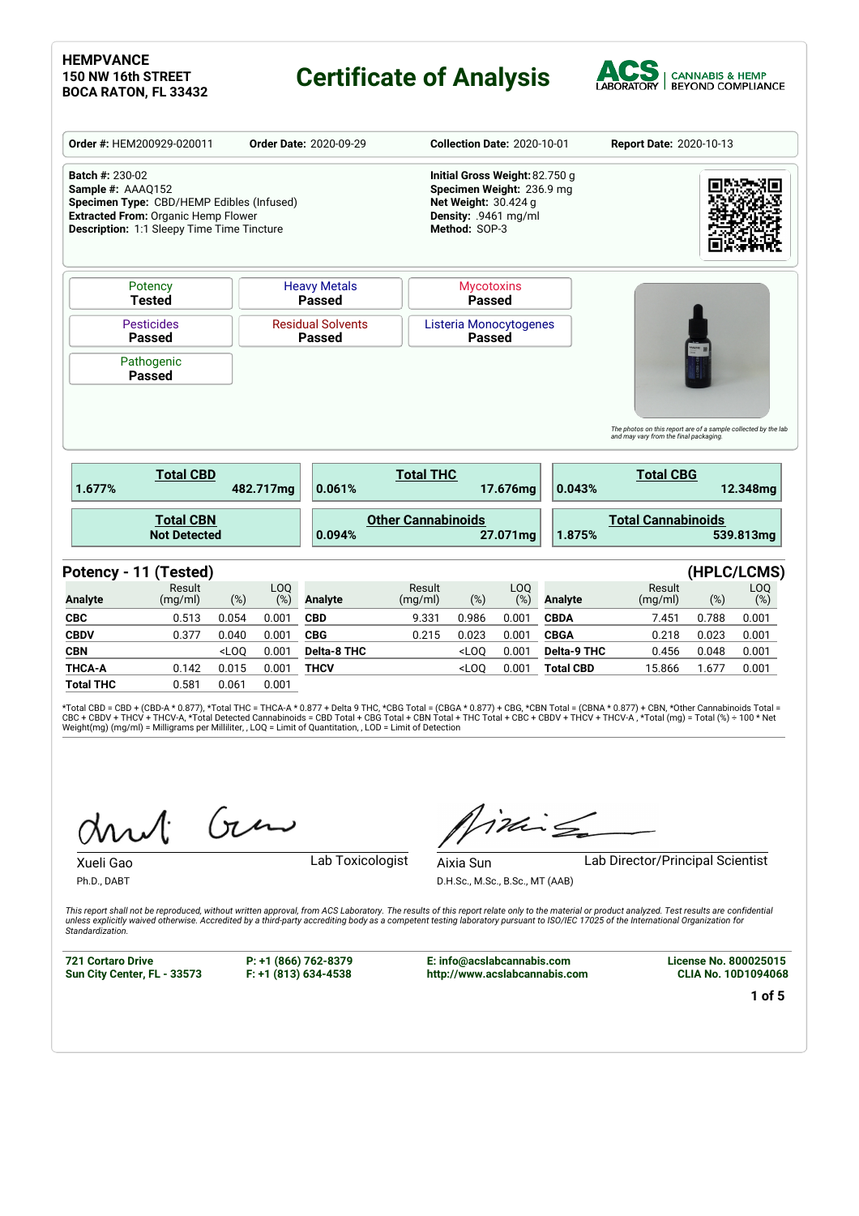**HEMPVANCE**
**150 NW 16th STREET**
**BOCA RATON, FL 33432**

# Certificate of Analysis

ACS LABORATORY | CANNABIS & HEMP BEYOND COMPLIANCE

**Order #:** HEM200929-020011 **Order Date:** 2020-09-29 **Collection Date:** 2020-10-01 **Report Date:** 2020-10-13

**Batch #:** 230-02
**Sample #:** AAAQ152
**Specimen Type:** CBD/HEMP Edibles (Infused)
**Extracted From:** Organic Hemp Flower
**Description:** 1:1 Sleepy Time Time Tincture

**Initial Gross Weight:** 82.750 g
**Specimen Weight:** 236.9 mg
**Net Weight:** 30.424 g
**Density:** .9461 mg/ml
**Method:** SOP-3

| Potency | Heavy Metals | Mycotoxins |
|---|---|---|
| **Tested** | **Passed** | **Passed** |
| Pesticides | Residual Solvents | Listeria Monocytogenes |
| **Passed** | **Passed** | **Passed** |
| Pathogenic | | |
| **Passed** | | |

*The photos on this report are of a sample collected by the lab and may vary from the final packaging.*

| | | |
|---|---|---|
| **Total CBD** 1.677% 482.717mg | **Total THC** 0.061% 17.676mg | **Total CBG** 0.043% 12.348mg |
| **Total CBN** Not Detected | **Other Cannabinoids** 0.094% 27.071mg | **Total Cannabinoids** 1.875% 539.813mg |

## Potency - 11 (Tested) (HPLC/LCMS)

| Analyte | Result (mg/ml) | (%) | LOQ (%) | Analyte | Result (mg/ml) | (%) | LOQ (%) | Analyte | Result (mg/ml) | (%) | LOQ (%) |
|---|---|---|---|---|---|---|---|---|---|---|---|
| **CBC** | 0.513 | 0.054 | 0.001 | **CBD** | 9.331 | 0.986 | 0.001 | **CBDA** | 7.451 | 0.788 | 0.001 |
| **CBDV** | 0.377 | 0.040 | 0.001 | **CBG** | 0.215 | 0.023 | 0.001 | **CBGA** | 0.218 | 0.023 | 0.001 |
| **CBN** | | <LOQ | 0.001 | **Delta-8 THC** | | <LOQ | 0.001 | **Delta-9 THC** | 0.456 | 0.048 | 0.001 |
| **THCA-A** | 0.142 | 0.015 | 0.001 | **THCV** | | <LOQ | 0.001 | **Total CBD** | 15.866 | 1.677 | 0.001 |
| **Total THC** | 0.581 | 0.061 | 0.001 | | | | | | | | |

*Total CBD = CBD + (CBD-A * 0.877), *Total THC = THCA-A * 0.877 + Delta 9 THC, *CBG Total = (CBGA * 0.877) + CBG, *CBN Total = (CBNA * 0.877) + CBN, *Other Cannabinoids Total = CBC + CBDV + THCV + THCV-A, *Total Detected Cannabinoids = CBD Total + CBG Total + CBN Total + THC Total + CBC + CBDV + THCV + THCV-A , *Total (mg) = Total (%) ÷ 100 * Net Weight(mg) (mg/ml) = Milligrams per Milliliter, , LOQ = Limit of Quantitation, , LOD = Limit of Detection

Xueli Gao, Ph.D., DABT — Lab Toxicologist

Aixia Sun, D.H.Sc., M.Sc., B.Sc., MT (AAB) — Lab Director/Principal Scientist

*This report shall not be reproduced, without written approval, from ACS Laboratory. The results of this report relate only to the material or product analyzed. Test results are confidential unless explicitly waived otherwise. Accredited by a third-party accrediting body as a competent testing laboratory pursuant to ISO/IEC 17025 of the International Organization for Standardization.*

**721 Cortaro Drive**
**Sun City Center, FL - 33573**

**P: +1 (866) 762-8379**
**F: +1 (813) 634-4538**

**E: info@acslabcannabis.com**
**http://www.acslabcannabis.com**

**License No. 800025015**
**CLIA No. 10D1094068**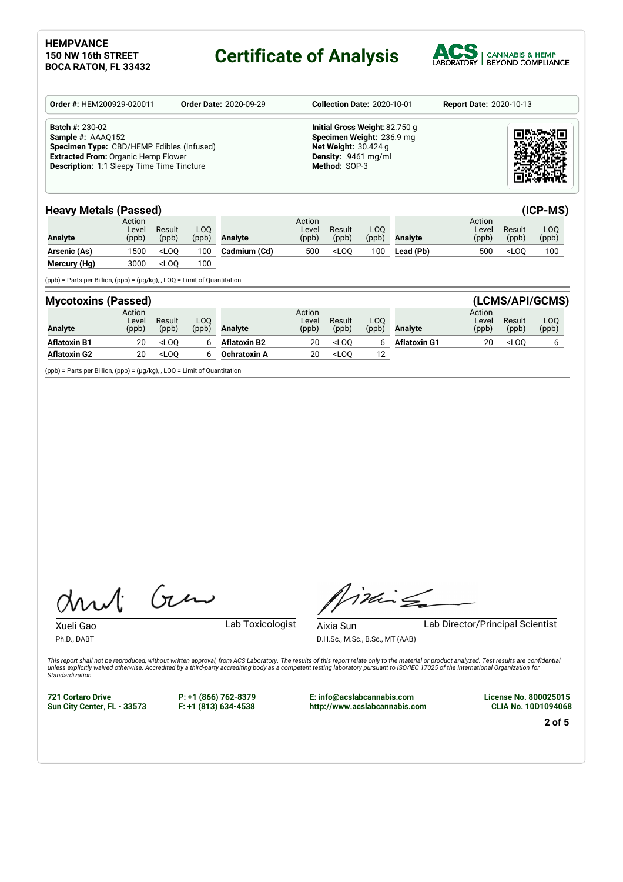**HEMPVANCE**
**150 NW 16th STREET**
**BOCA RATON, FL 33432**

# Certificate of Analysis

ACS LABORATORY | CANNABIS & HEMP BEYOND COMPLIANCE

**Order #:** HEM200929-020011 **Order Date:** 2020-09-29 **Collection Date:** 2020-10-01 **Report Date:** 2020-10-13

**Batch #:** 230-02
**Sample #:** AAAQ152
**Specimen Type:** CBD/HEMP Edibles (Infused)
**Extracted From:** Organic Hemp Flower
**Description:** 1:1 Sleepy Time Time Tincture

**Initial Gross Weight:** 82.750 g
**Specimen Weight:** 236.9 mg
**Net Weight:** 30.424 g
**Density:** .9461 mg/ml
**Method:** SOP-3

## Heavy Metals (Passed) (ICP-MS)

| Analyte | Action Level (ppb) | Result (ppb) | LOQ (ppb) | Analyte | Action Level (ppb) | Result (ppb) | LOQ (ppb) | Analyte | Action Level (ppb) | Result (ppb) | LOQ (ppb) |
|---|---|---|---|---|---|---|---|---|---|---|---|
| **Arsenic (As)** | 1500 | <LOQ | 100 | **Cadmium (Cd)** | 500 | <LOQ | 100 | **Lead (Pb)** | 500 | <LOQ | 100 |
| **Mercury (Hg)** | 3000 | <LOQ | 100 | | | | | | | | |

(ppb) = Parts per Billion, (ppb) = (µg/kg), , LOQ = Limit of Quantitation

## Mycotoxins (Passed) (LCMS/API/GCMS)

| Analyte | Action Level (ppb) | Result (ppb) | LOQ (ppb) | Analyte | Action Level (ppb) | Result (ppb) | LOQ (ppb) | Analyte | Action Level (ppb) | Result (ppb) | LOQ (ppb) |
|---|---|---|---|---|---|---|---|---|---|---|---|
| **Aflatoxin B1** | 20 | <LOQ | 6 | **Aflatoxin B2** | 20 | <LOQ | 6 | **Aflatoxin G1** | 20 | <LOQ | 6 |
| **Aflatoxin G2** | 20 | <LOQ | 6 | **Ochratoxin A** | 20 | <LOQ | 12 | | | | |

(ppb) = Parts per Billion, (ppb) = (µg/kg), , LOQ = Limit of Quantitation

Xueli Gao
Ph.D., DABT
Lab Toxicologist

Aixia Sun
D.H.Sc., M.Sc., B.Sc., MT (AAB)
Lab Director/Principal Scientist

*This report shall not be reproduced, without written approval, from ACS Laboratory. The results of this report relate only to the material or product analyzed. Test results are confidential unless explicitly waived otherwise. Accredited by a third-party accrediting body as a competent testing laboratory pursuant to ISO/IEC 17025 of the International Organization for Standardization.*

**721 Cortaro Drive**
**Sun City Center, FL - 33573**

**P: +1 (866) 762-8379**
**F: +1 (813) 634-4538**

**E: info@acslabcannabis.com**
**http://www.acslabcannabis.com**

**License No. 800025015**
**CLIA No. 10D1094068**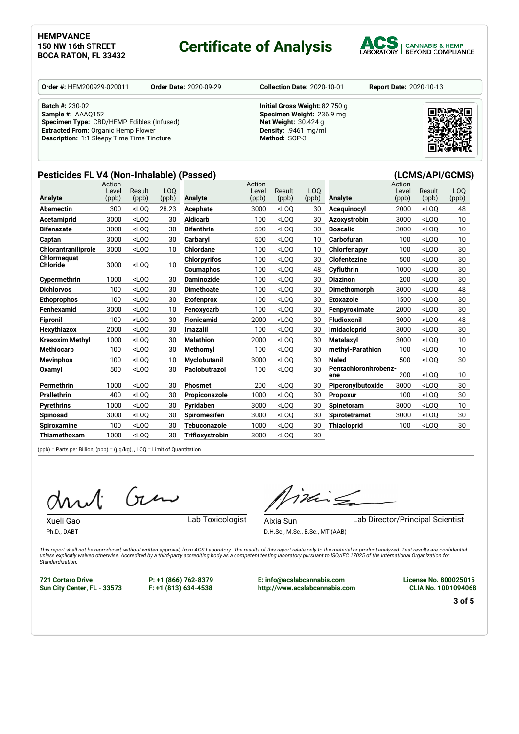**HEMPVANCE**
**150 NW 16th STREET**
**BOCA RATON, FL 33432**

# Certificate of Analysis

ACS LABORATORY | CANNABIS & HEMP BEYOND COMPLIANCE

**Order #:** HEM200929-020011 **Order Date:** 2020-09-29 **Collection Date:** 2020-10-01 **Report Date:** 2020-10-13

**Batch #:** 230-02
**Sample #:** AAAQ152
**Specimen Type:** CBD/HEMP Edibles (Infused)
**Extracted From:** Organic Hemp Flower
**Description:** 1:1 Sleepy Time Time Tincture

**Initial Gross Weight:** 82.750 g
**Specimen Weight:** 236.9 mg
**Net Weight:** 30.424 g
**Density:** .9461 mg/ml
**Method:** SOP-3

## Pesticides FL V4 (Non-Inhalable) (Passed) (LCMS/API/GCMS)

| Analyte | Action Level (ppb) | Result (ppb) | LOQ (ppb) | Analyte | Action Level (ppb) | Result (ppb) | LOQ (ppb) | Analyte | Action Level (ppb) | Result (ppb) | LOQ (ppb) |
|---|---|---|---|---|---|---|---|---|---|---|---|
| **Abamectin** | 300 | <LOQ | 28.23 | **Acephate** | 3000 | <LOQ | 30 | **Acequinocyl** | 2000 | <LOQ | 48 |
| **Acetamiprid** | 3000 | <LOQ | 30 | **Aldicarb** | 100 | <LOQ | 30 | **Azoxystrobin** | 3000 | <LOQ | 10 |
| **Bifenazate** | 3000 | <LOQ | 30 | **Bifenthrin** | 500 | <LOQ | 30 | **Boscalid** | 3000 | <LOQ | 10 |
| **Captan** | 3000 | <LOQ | 30 | **Carbaryl** | 500 | <LOQ | 10 | **Carbofuran** | 100 | <LOQ | 10 |
| **Chlorantraniliprole** | 3000 | <LOQ | 10 | **Chlordane** | 100 | <LOQ | 10 | **Chlorfenapyr** | 100 | <LOQ | 30 |
| **Chlormequat Chloride** | 3000 | <LOQ | 10 | **Chlorpyrifos** | 100 | <LOQ | 30 | **Clofentezine** | 500 | <LOQ | 30 |
| | | | | **Coumaphos** | 100 | <LOQ | 48 | **Cyfluthrin** | 1000 | <LOQ | 30 |
| **Cypermethrin** | 1000 | <LOQ | 30 | **Daminozide** | 100 | <LOQ | 30 | **Diazinon** | 200 | <LOQ | 30 |
| **Dichlorvos** | 100 | <LOQ | 30 | **Dimethoate** | 100 | <LOQ | 30 | **Dimethomorph** | 3000 | <LOQ | 48 |
| **Ethoprophos** | 100 | <LOQ | 30 | **Etofenprox** | 100 | <LOQ | 30 | **Etoxazole** | 1500 | <LOQ | 30 |
| **Fenhexamid** | 3000 | <LOQ | 10 | **Fenoxycarb** | 100 | <LOQ | 30 | **Fenpyroximate** | 2000 | <LOQ | 30 |
| **Fipronil** | 100 | <LOQ | 30 | **Flonicamid** | 2000 | <LOQ | 30 | **Fludioxonil** | 3000 | <LOQ | 48 |
| **Hexythiazox** | 2000 | <LOQ | 30 | **Imazalil** | 100 | <LOQ | 30 | **Imidacloprid** | 3000 | <LOQ | 30 |
| **Kresoxim Methyl** | 1000 | <LOQ | 30 | **Malathion** | 2000 | <LOQ | 30 | **Metalaxyl** | 3000 | <LOQ | 10 |
| **Methiocarb** | 100 | <LOQ | 30 | **Methomyl** | 100 | <LOQ | 30 | **methyl-Parathion** | 100 | <LOQ | 10 |
| **Mevinphos** | 100 | <LOQ | 10 | **Myclobutanil** | 3000 | <LOQ | 30 | **Naled** | 500 | <LOQ | 30 |
| **Oxamyl** | 500 | <LOQ | 30 | **Paclobutrazol** | 100 | <LOQ | 30 | **Pentachloronitrobenzene** | 200 | <LOQ | 10 |
| **Permethrin** | 1000 | <LOQ | 30 | **Phosmet** | 200 | <LOQ | 30 | **Piperonylbutoxide** | 3000 | <LOQ | 30 |
| **Prallethrin** | 400 | <LOQ | 30 | **Propiconazole** | 1000 | <LOQ | 30 | **Propoxur** | 100 | <LOQ | 30 |
| **Pyrethrins** | 1000 | <LOQ | 30 | **Pyridaben** | 3000 | <LOQ | 30 | **Spinetoram** | 3000 | <LOQ | 10 |
| **Spinosad** | 3000 | <LOQ | 30 | **Spiromesifen** | 3000 | <LOQ | 30 | **Spirotetramat** | 3000 | <LOQ | 30 |
| **Spiroxamine** | 100 | <LOQ | 30 | **Tebuconazole** | 1000 | <LOQ | 30 | **Thiacloprid** | 100 | <LOQ | 30 |
| **Thiamethoxam** | 1000 | <LOQ | 30 | **Trifloxystrobin** | 3000 | <LOQ | 30 | | | | |

(ppb) = Parts per Billion, (ppb) = (µg/kg), , LOQ = Limit of Quantitation

Xueli Gao, Ph.D., DABT — Lab Toxicologist

Aixia Sun, D.H.Sc., M.Sc., B.Sc., MT (AAB) — Lab Director/Principal Scientist

*This report shall not be reproduced, without written approval, from ACS Laboratory. The results of this report relate only to the material or product analyzed. Test results are confidential unless explicitly waived otherwise. Accredited by a third-party accrediting body as a competent testing laboratory pursuant to ISO/IEC 17025 of the International Organization for Standardization.*

**721 Cortaro Drive**
**Sun City Center, FL - 33573**

**P: +1 (866) 762-8379**
**F: +1 (813) 634-4538**

**E: info@acslabcannabis.com**
**http://www.acslabcannabis.com**

**License No. 800025015**
**CLIA No. 10D1094068**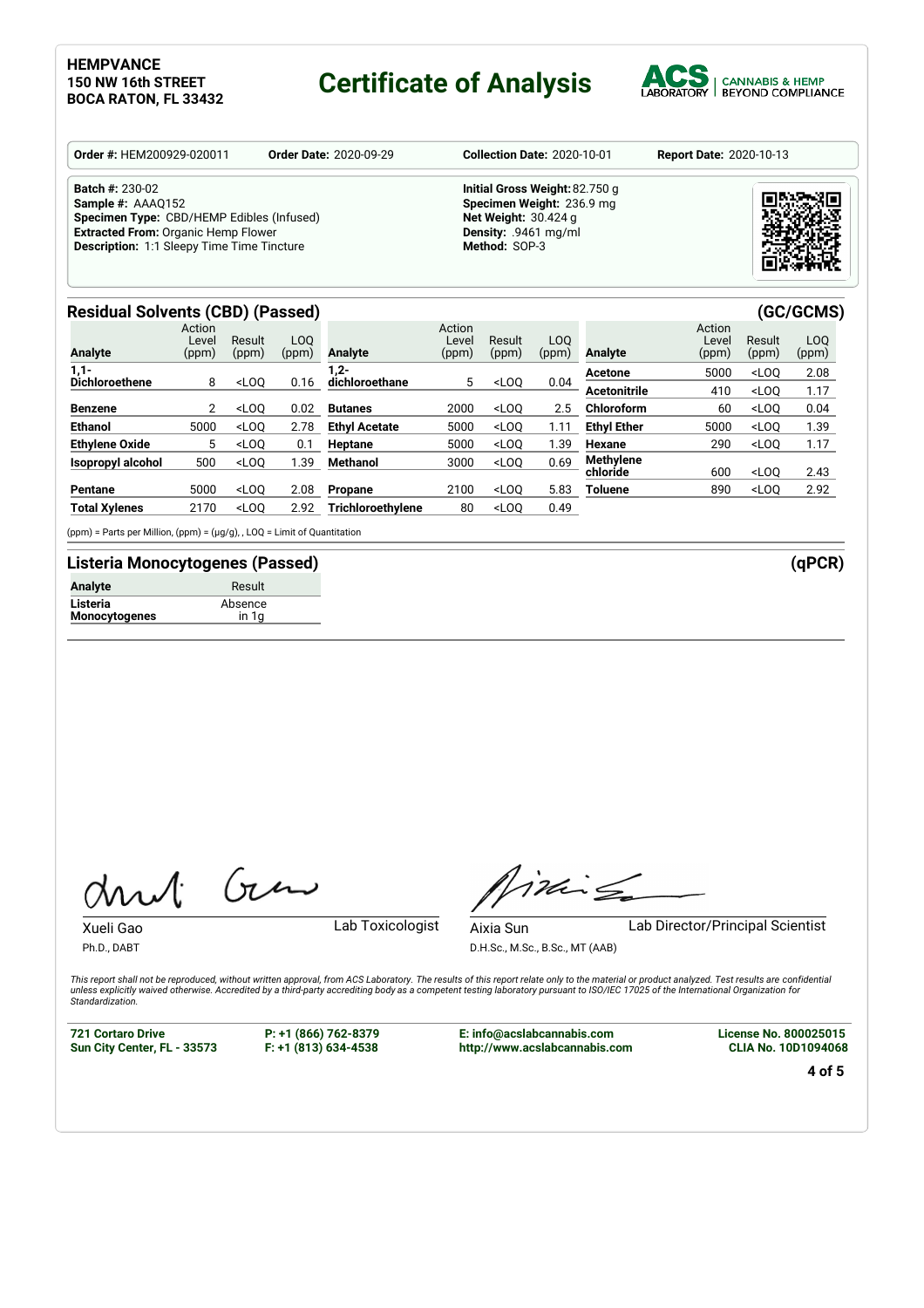**HEMPVANCE**
**150 NW 16th STREET**
**BOCA RATON, FL 33432**

# Certificate of Analysis

ACS LABORATORY | CANNABIS & HEMP BEYOND COMPLIANCE

**Order #:** HEM200929-020011 **Order Date:** 2020-09-29 **Collection Date:** 2020-10-01 **Report Date:** 2020-10-13

**Batch #:** 230-02
**Sample #:** AAAQ152
**Specimen Type:** CBD/HEMP Edibles (Infused)
**Extracted From:** Organic Hemp Flower
**Description:** 1:1 Sleepy Time Time Tincture

**Initial Gross Weight:** 82.750 g
**Specimen Weight:** 236.9 mg
**Net Weight:** 30.424 g
**Density:** .9461 mg/ml
**Method:** SOP-3

## Residual Solvents (CBD) (Passed) (GC/GCMS)

| Analyte | Action Level (ppm) | Result (ppm) | LOQ (ppm) | Analyte | Action Level (ppm) | Result (ppm) | LOQ (ppm) | Analyte | Action Level (ppm) | Result (ppm) | LOQ (ppm) |
|---|---|---|---|---|---|---|---|---|---|---|---|
| **1,1-Dichloroethene** | 8 | <LOQ | 0.16 | **1,2-dichloroethane** | 5 | <LOQ | 0.04 | **Acetone** | 5000 | <LOQ | 2.08 |
| | | | | | | | | **Acetonitrile** | 410 | <LOQ | 1.17 |
| **Benzene** | 2 | <LOQ | 0.02 | **Butanes** | 2000 | <LOQ | 2.5 | **Chloroform** | 60 | <LOQ | 0.04 |
| **Ethanol** | 5000 | <LOQ | 2.78 | **Ethyl Acetate** | 5000 | <LOQ | 1.11 | **Ethyl Ether** | 5000 | <LOQ | 1.39 |
| **Ethylene Oxide** | 5 | <LOQ | 0.1 | **Heptane** | 5000 | <LOQ | 1.39 | **Hexane** | 290 | <LOQ | 1.17 |
| **Isopropyl alcohol** | 500 | <LOQ | 1.39 | **Methanol** | 3000 | <LOQ | 0.69 | **Methylene chloride** | 600 | <LOQ | 2.43 |
| **Pentane** | 5000 | <LOQ | 2.08 | **Propane** | 2100 | <LOQ | 5.83 | **Toluene** | 890 | <LOQ | 2.92 |
| **Total Xylenes** | 2170 | <LOQ | 2.92 | **Trichloroethylene** | 80 | <LOQ | 0.49 | | | | |

(ppm) = Parts per Million, (ppm) = (µg/g), , LOQ = Limit of Quantitation

## Listeria Monocytogenes (Passed) (qPCR)

| Analyte | Result |
|---|---|
| **Listeria Monocytogenes** | Absence in 1g |

Xueli Gao
Ph.D., DABT
Lab Toxicologist

Aixia Sun
D.H.Sc., M.Sc., B.Sc., MT (AAB)
Lab Director/Principal Scientist

*This report shall not be reproduced, without written approval, from ACS Laboratory. The results of this report relate only to the material or product analyzed. Test results are confidential unless explicitly waived otherwise. Accredited by a third-party accrediting body as a competent testing laboratory pursuant to ISO/IEC 17025 of the International Organization for Standardization.*

**721 Cortaro Drive**
**Sun City Center, FL - 33573**

**P: +1 (866) 762-8379**
**F: +1 (813) 634-4538**

**E: info@acslabcannabis.com**
**http://www.acslabcannabis.com**

**License No. 800025015**
**CLIA No. 10D1094068**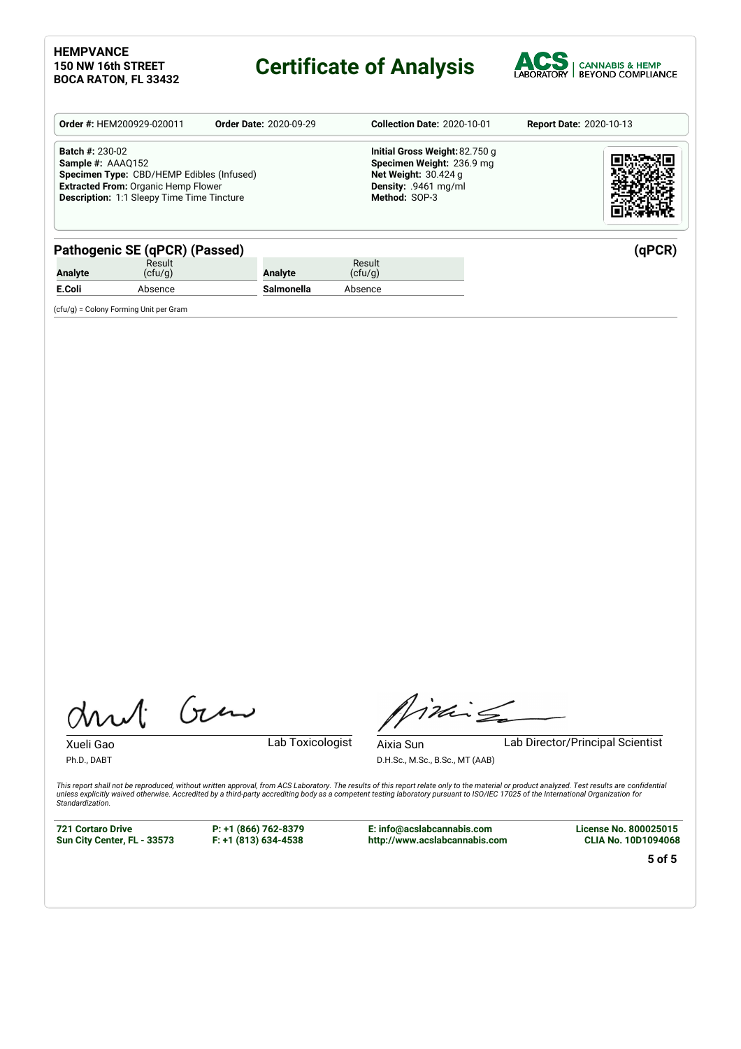**HEMPVANCE**
**150 NW 16th STREET**
**BOCA RATON, FL 33432**

# Certificate of Analysis

ACS LABORATORY | CANNABIS & HEMP BEYOND COMPLIANCE

**Order #:** HEM200929-020011 **Order Date:** 2020-09-29 **Collection Date:** 2020-10-01 **Report Date:** 2020-10-13

**Batch #:** 230-02
**Sample #:** AAAQ152
**Specimen Type:** CBD/HEMP Edibles (Infused)
**Extracted From:** Organic Hemp Flower
**Description:** 1:1 Sleepy Time Time Tincture

**Initial Gross Weight:** 82.750 g
**Specimen Weight:** 236.9 mg
**Net Weight:** 30.424 g
**Density:** .9461 mg/ml
**Method:** SOP-3

## Pathogenic SE (qPCR) (Passed) (qPCR)

| Analyte | Result (cfu/g) | Analyte | Result (cfu/g) |
|---|---|---|---|
| **E.Coli** | Absence | **Salmonella** | Absence |

(cfu/g) = Colony Forming Unit per Gram

Xueli Gao
Ph.D., DABT
Lab Toxicologist

Aixia Sun
D.H.Sc., M.Sc., B.Sc., MT (AAB)
Lab Director/Principal Scientist

*This report shall not be reproduced, without written approval, from ACS Laboratory. The results of this report relate only to the material or product analyzed. Test results are confidential unless explicitly waived otherwise. Accredited by a third-party accrediting body as a competent testing laboratory pursuant to ISO/IEC 17025 of the International Organization for Standardization.*

**721 Cortaro Drive**
**Sun City Center, FL - 33573**

**P: +1 (866) 762-8379**
**F: +1 (813) 634-4538**

**E: info@acslabcannabis.com**
**http://www.acslabcannabis.com**

**License No. 800025015**
**CLIA No. 10D1094068**